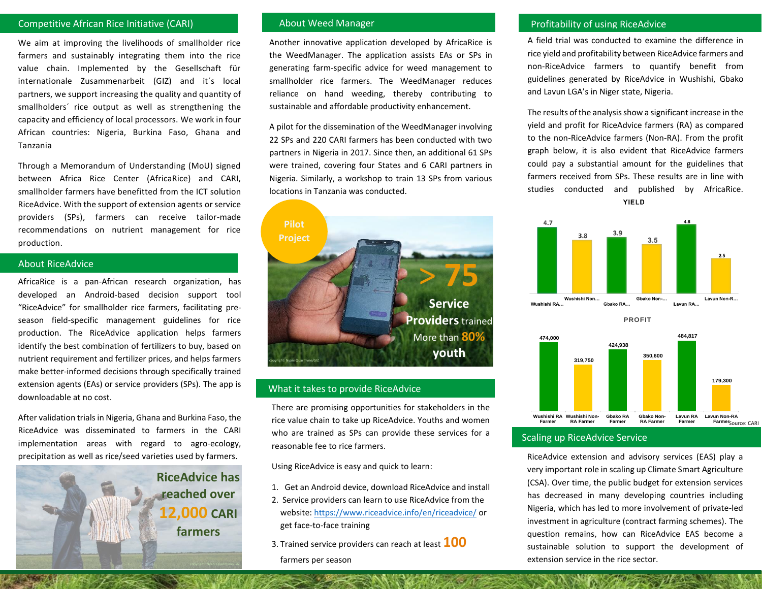## Competitive African Rice Initiative (CARI)

We aim at improving the livelihoods of smallholder rice farmers and sustainably integrating them into the rice value chain. Implemented by the Gesellschaft für internationale Zusammenarbeit (GIZ) and it´s local partners, we support increasing the quality and quantity of smallholders´ rice output as well as strengthening the capacity and efficiency of local processors. We work in four African countries: Nigeria, Burkina Faso, Ghana and Tanzania

Through a Memorandum of Understanding (MoU) signed between Africa Rice Center (AfricaRice) and CARI, smallholder farmers have benefitted from the ICT solution RiceAdvice. With the support of extension agents or service providers (SPs), farmers can receive tailor-made recommendations on nutrient management for rice production.

## About RiceAdvice

AfricaRice is a pan-African research organization, has developed an Android-based decision support tool "RiceAdvice" for smallholder rice farmers, facilitating pre-season field-specific management guidelines for rice production. The RiceAdvice application helps farmers identify the best combination of fertilizers to buy, based on nutrient requirement and fertilizer prices, and helps farmers make better-informed decisions through specifically trained extension agents (EAs) or service providers (SPs). The app is downloadable at no cost.

After validation trials in Nigeria, Ghana and Burkina Faso, the RiceAdvice was disseminated to farmers in the CARI implementation areas with regard to agro-ecology, precipitation as well as rice/seed varieties used by farmers.

RiceAdvice has reached over **12,000** CARI farmers

## About Weed Manager

Another innovative application developed by AfricaRice is the WeedManager. The application assists EAs or SPs in generating farm-specific advice for weed management to smallholder rice farmers. The WeedManager reduces reliance on hand weeding, thereby contributing to sustainable and affordable productivity enhancement.

A pilot for the dissemination of the WeedManager involving 22 SPs and 220 CARI farmers has been conducted with two partners in Nigeria in 2017. Since then, an additional 61 SPs were trained, covering four States and 6 CARI partners in Nigeria. Similarly, a workshop to train 13 SPs from various locations in Tanzania was conducted.

**Pilot Project**

**> 75 Service Providers** trained

More than **80% youth**

## What it takes to provide RiceAdvice

There are promising opportunities for stakeholders in the rice value chain to take up RiceAdvice. Youths and women who are trained as SPs can provide these services for a reasonable fee to rice farmers.

Using RiceAdvice is easy and quick to learn:

1. Get an Android device, download RiceAdvice and install
2. Service providers can learn to use RiceAdvice from the website: https://www.riceadvice.info/en/riceadvice/ or get face-to-face training
3. Trained service providers can reach at least **100** farmers per season

## Profitability of using RiceAdvice

A field trial was conducted to examine the difference in rice yield and profitability between RiceAdvice farmers and non-RiceAdvice farmers to quantify benefit from guidelines generated by RiceAdvice in Wushishi, Gbako and Lavun LGA's in Niger state, Nigeria.

The results of the analysis show a significant increase in the yield and profit for RiceAdvice farmers (RA) as compared to the non-RiceAdvice farmers (Non-RA). From the profit graph below, it is also evident that RiceAdvice farmers could pay a substantial amount for the guidelines that farmers received from SPs. These results are in line with studies conducted and published by AfricaRice.

**YIELD**

| Wushishi RA... | Wushishi Non... | Gbako RA... | Gbako Non-... | Lavun RA... | Lavun Non-R... |
|---|---|---|---|---|---|
| 4.7 | 3.8 | 3.9 | 3.5 | 4.8 | 2.5 |

**PROFIT**

| Wushishi RA Farmer | Wushishi Non-RA Farmer | Gbako RA Farmer | Gbako Non-RA Farmer | Lavun RA Farmer | Lavun Non-RA Farmer |
|---|---|---|---|---|---|
| 474,000 | 319,750 | 424,938 | 350,600 | 484,817 | 179,300 |

Source: CARI

## Scaling up RiceAdvice Service

RiceAdvice extension and advisory services (EAS) play a very important role in scaling up Climate Smart Agriculture (CSA). Over time, the public budget for extension services has decreased in many developing countries including Nigeria, which has led to more involvement of private-led investment in agriculture (contract farming schemes). The question remains, how can RiceAdvice EAS become a sustainable solution to support the development of extension service in the rice sector.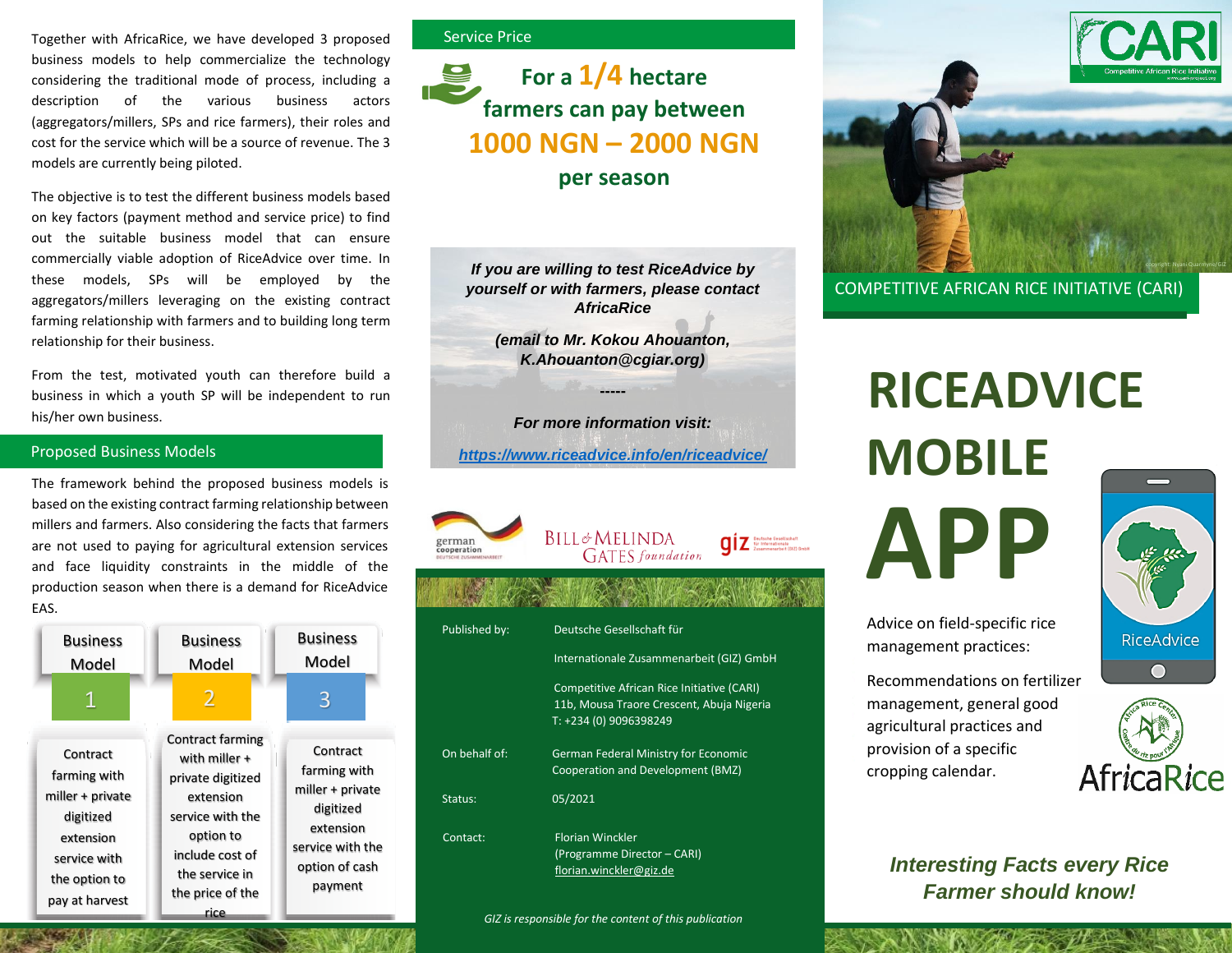Together with AfricaRice, we have developed 3 proposed business models to help commercialize the technology considering the traditional mode of process, including a description of the various business actors (aggregators/millers, SPs and rice farmers), their roles and cost for the service which will be a source of revenue. The 3 models are currently being piloted.

The objective is to test the different business models based on key factors (payment method and service price) to find out the suitable business model that can ensure commercially viable adoption of RiceAdvice over time. In these models, SPs will be employed by the aggregators/millers leveraging on the existing contract farming relationship with farmers and to building long term relationship for their business.

From the test, motivated youth can therefore build a business in which a youth SP will be independent to run his/her own business.

## Proposed Business Models

The framework behind the proposed business models is based on the existing contract farming relationship between millers and farmers. Also considering the facts that farmers are not used to paying for agricultural extension services and face liquidity constraints in the middle of the production season when there is a demand for RiceAdvice EAS.

| Business Model 1 | Business Model 2 | Business Model 3 |
|---|---|---|
| Contract farming with miller + private digitized extension service with the option to pay at harvest | Contract farming with miller + private digitized extension service with the option to include cost of the service in the price of the rice | Contract farming with miller + private digitized extension service with the option of cash payment |

## Service Price

**For a 1/4 hectare farmers can pay between 1000 NGN – 2000 NGN per season**

***If you are willing to test RiceAdvice by yourself or with farmers, please contact AfricaRice***

***(email to Mr. Kokou Ahouanton, K.Ahouanton@cgiar.org)***

-----

***For more information visit:***

***https://www.riceadvice.info/en/riceadvice/***

german cooperation DEUTSCHE ZUSAMMENARBEIT

BILL & MELINDA GATES foundation

giz Deutsche Gesellschaft für Internationale Zusammenarbeit (GIZ) GmbH

| | |
|---|---|
| Published by: | Deutsche Gesellschaft für Internationale Zusammenarbeit (GIZ) GmbH |
| | Competitive African Rice Initiative (CARI) 11b, Mousa Traore Crescent, Abuja Nigeria T: +234 (0) 9096398249 |
| On behalf of: | German Federal Ministry for Economic Cooperation and Development (BMZ) |
| Status: | 05/2021 |
| Contact: | Florian Winckler (Programme Director – CARI) florian.winckler@giz.de |

*GIZ is responsible for the content of this publication*

CARI Competitive African Rice Initiative

COMPETITIVE AFRICAN RICE INITIATIVE (CARI)

# RICEADVICE MOBILE APP

RiceAdvice

Advice on field-specific rice management practices:

Recommendations on fertilizer management, general good agricultural practices and provision of a specific cropping calendar.

AfricaRice

***Interesting Facts every Rice Farmer should know!***